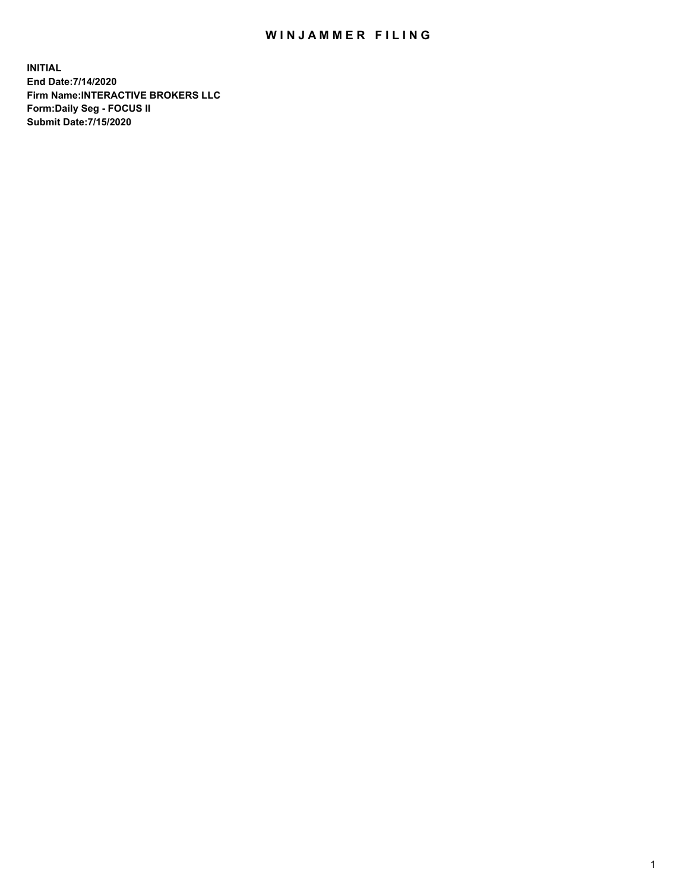# WINJAMMER FILING

**INITIAL**
**End Date:7/14/2020**
**Firm Name:INTERACTIVE BROKERS LLC**
**Form:Daily Seg - FOCUS II**
**Submit Date:7/15/2020**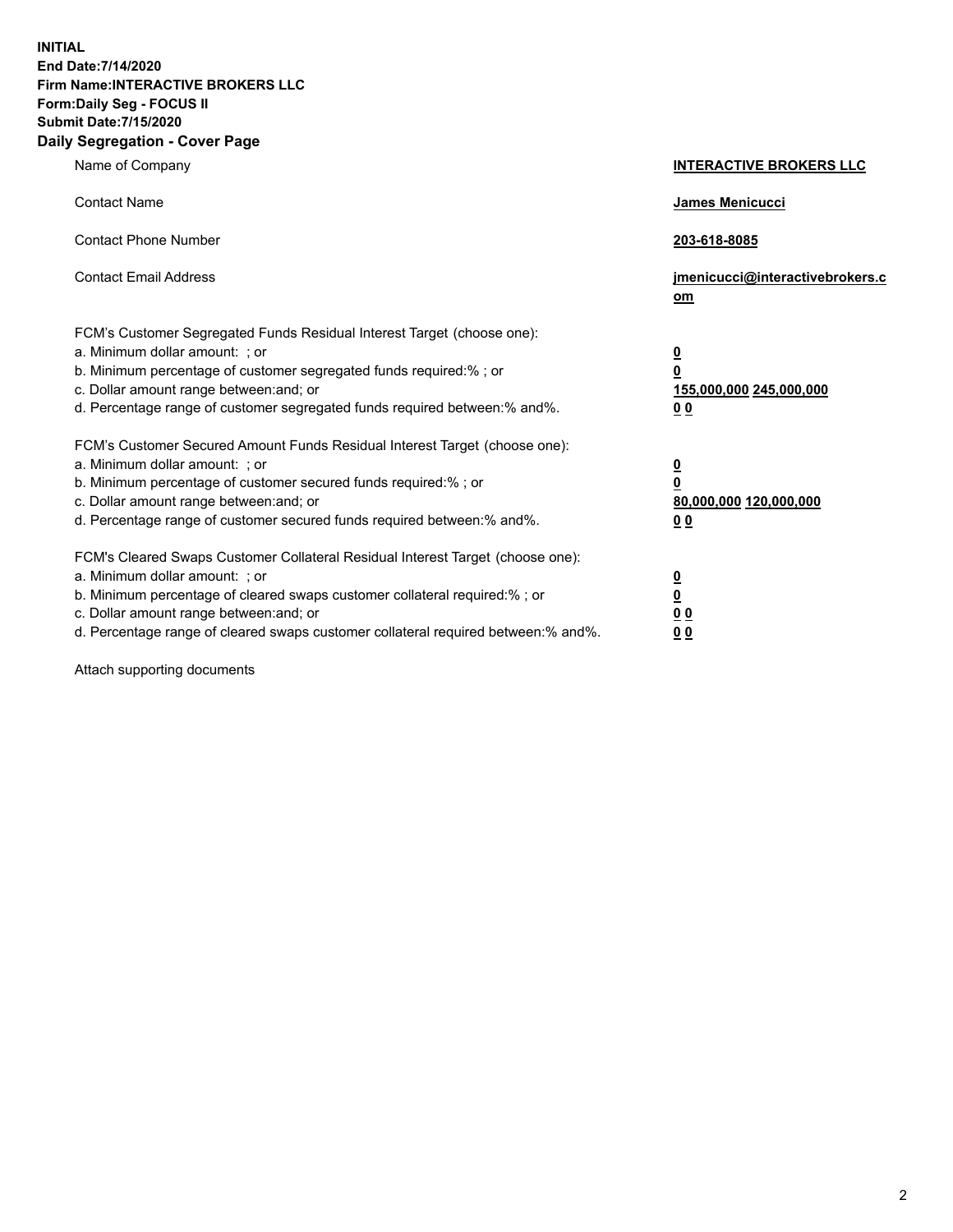**INITIAL**
**End Date:7/14/2020**
**Firm Name:INTERACTIVE BROKERS LLC**
**Form:Daily Seg - FOCUS II**
**Submit Date:7/15/2020**

## Daily Segregation - Cover Page

| | |
|---|---|
| Name of Company | **INTERACTIVE BROKERS LLC** |
| Contact Name | **James Menicucci** |
| Contact Phone Number | **203-618-8085** |
| Contact Email Address | **jmenicucci@interactivebrokers.com** |

FCM's Customer Segregated Funds Residual Interest Target (choose one):

| | |
|---|---|
| a. Minimum dollar amount: ; or | **0** |
| b. Minimum percentage of customer segregated funds required:% ; or | **0** |
| c. Dollar amount range between:and; or | **155,000,000 245,000,000** |
| d. Percentage range of customer segregated funds required between:% and%. | **0 0** |

FCM's Customer Secured Amount Funds Residual Interest Target (choose one):

| | |
|---|---|
| a. Minimum dollar amount: ; or | **0** |
| b. Minimum percentage of customer secured funds required:% ; or | **0** |
| c. Dollar amount range between:and; or | **80,000,000 120,000,000** |
| d. Percentage range of customer secured funds required between:% and%. | **0 0** |

FCM's Cleared Swaps Customer Collateral Residual Interest Target (choose one):

| | |
|---|---|
| a. Minimum dollar amount: ; or | **0** |
| b. Minimum percentage of cleared swaps customer collateral required:% ; or | **0** |
| c. Dollar amount range between:and; or | **0 0** |
| d. Percentage range of cleared swaps customer collateral required between:% and%. | **0 0** |

Attach supporting documents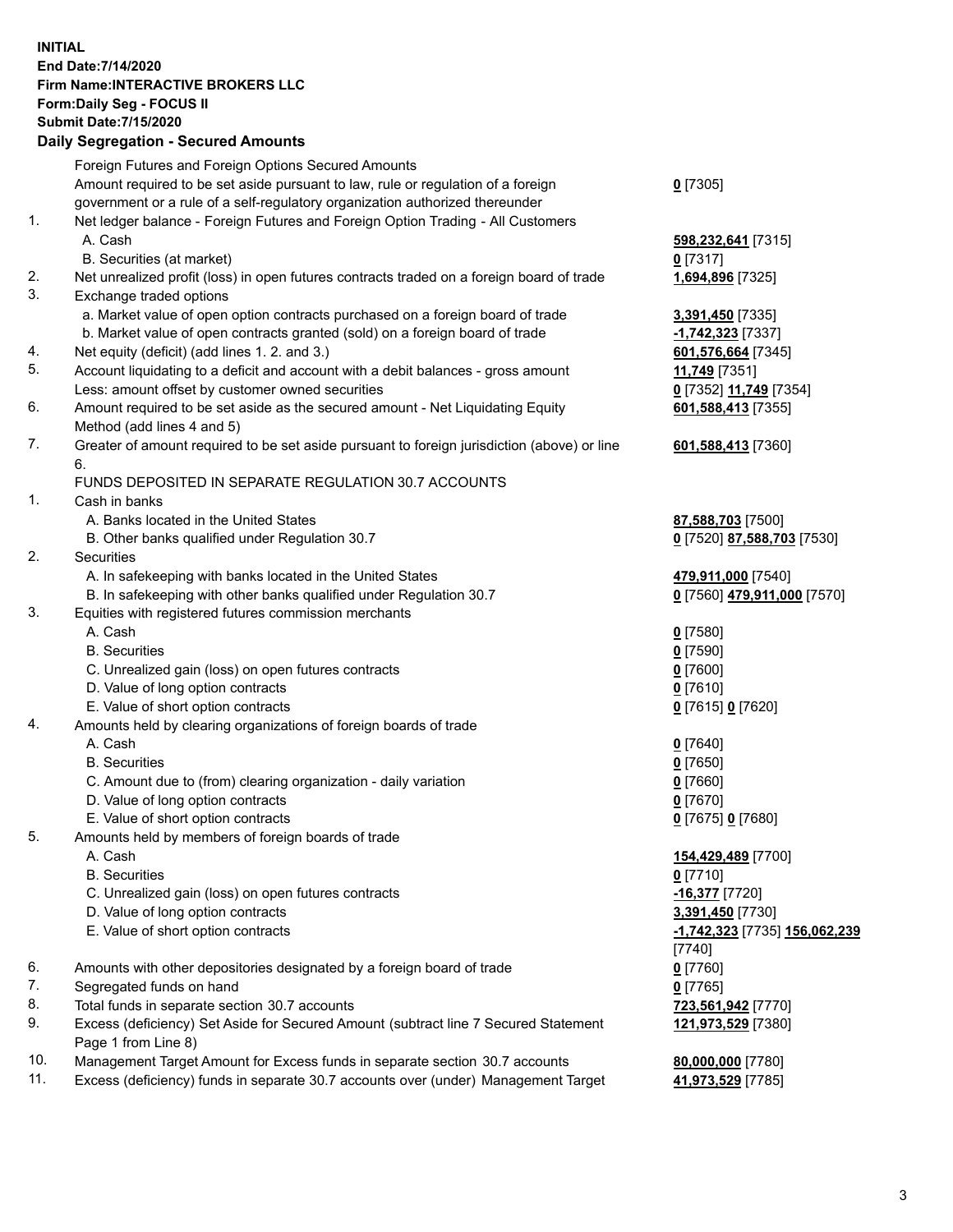**INITIAL**
**End Date:7/14/2020**
**Firm Name:INTERACTIVE BROKERS LLC**
**Form:Daily Seg - FOCUS II**
**Submit Date:7/15/2020**

**Daily Segregation - Secured Amounts**

| | | |
|---|---|---|
| | Foreign Futures and Foreign Options Secured Amounts | |
| | Amount required to be set aside pursuant to law, rule or regulation of a foreign government or a rule of a self-regulatory organization authorized thereunder | **0** [7305] |
| 1. | Net ledger balance - Foreign Futures and Foreign Option Trading - All Customers | |
| | A. Cash | **598,232,641** [7315] |
| | B. Securities (at market) | **0** [7317] |
| 2. | Net unrealized profit (loss) in open futures contracts traded on a foreign board of trade | **1,694,896** [7325] |
| 3. | Exchange traded options | |
| | a. Market value of open option contracts purchased on a foreign board of trade | **3,391,450** [7335] |
| | b. Market value of open contracts granted (sold) on a foreign board of trade | **-1,742,323** [7337] |
| 4. | Net equity (deficit) (add lines 1. 2. and 3.) | **601,576,664** [7345] |
| 5. | Account liquidating to a deficit and account with a debit balances - gross amount | **11,749** [7351] |
| | Less: amount offset by customer owned securities | **0** [7352] **11,749** [7354] |
| 6. | Amount required to be set aside as the secured amount - Net Liquidating Equity Method (add lines 4 and 5) | **601,588,413** [7355] |
| 7. | Greater of amount required to be set aside pursuant to foreign jurisdiction (above) or line 6. | **601,588,413** [7360] |
| | FUNDS DEPOSITED IN SEPARATE REGULATION 30.7 ACCOUNTS | |
| 1. | Cash in banks | |
| | A. Banks located in the United States | **87,588,703** [7500] |
| | B. Other banks qualified under Regulation 30.7 | **0** [7520] **87,588,703** [7530] |
| 2. | Securities | |
| | A. In safekeeping with banks located in the United States | **479,911,000** [7540] |
| | B. In safekeeping with other banks qualified under Regulation 30.7 | **0** [7560] **479,911,000** [7570] |
| 3. | Equities with registered futures commission merchants | |
| | A. Cash | **0** [7580] |
| | B. Securities | **0** [7590] |
| | C. Unrealized gain (loss) on open futures contracts | **0** [7600] |
| | D. Value of long option contracts | **0** [7610] |
| | E. Value of short option contracts | **0** [7615] **0** [7620] |
| 4. | Amounts held by clearing organizations of foreign boards of trade | |
| | A. Cash | **0** [7640] |
| | B. Securities | **0** [7650] |
| | C. Amount due to (from) clearing organization - daily variation | **0** [7660] |
| | D. Value of long option contracts | **0** [7670] |
| | E. Value of short option contracts | **0** [7675] **0** [7680] |
| 5. | Amounts held by members of foreign boards of trade | |
| | A. Cash | **154,429,489** [7700] |
| | B. Securities | **0** [7710] |
| | C. Unrealized gain (loss) on open futures contracts | **-16,377** [7720] |
| | D. Value of long option contracts | **3,391,450** [7730] |
| | E. Value of short option contracts | **-1,742,323** [7735] **156,062,239** [7740] |
| 6. | Amounts with other depositories designated by a foreign board of trade | **0** [7760] |
| 7. | Segregated funds on hand | **0** [7765] |
| 8. | Total funds in separate section 30.7 accounts | **723,561,942** [7770] |
| 9. | Excess (deficiency) Set Aside for Secured Amount (subtract line 7 Secured Statement Page 1 from Line 8) | **121,973,529** [7380] |
| 10. | Management Target Amount for Excess funds in separate section 30.7 accounts | **80,000,000** [7780] |
| 11. | Excess (deficiency) funds in separate 30.7 accounts over (under) Management Target | **41,973,529** [7785] |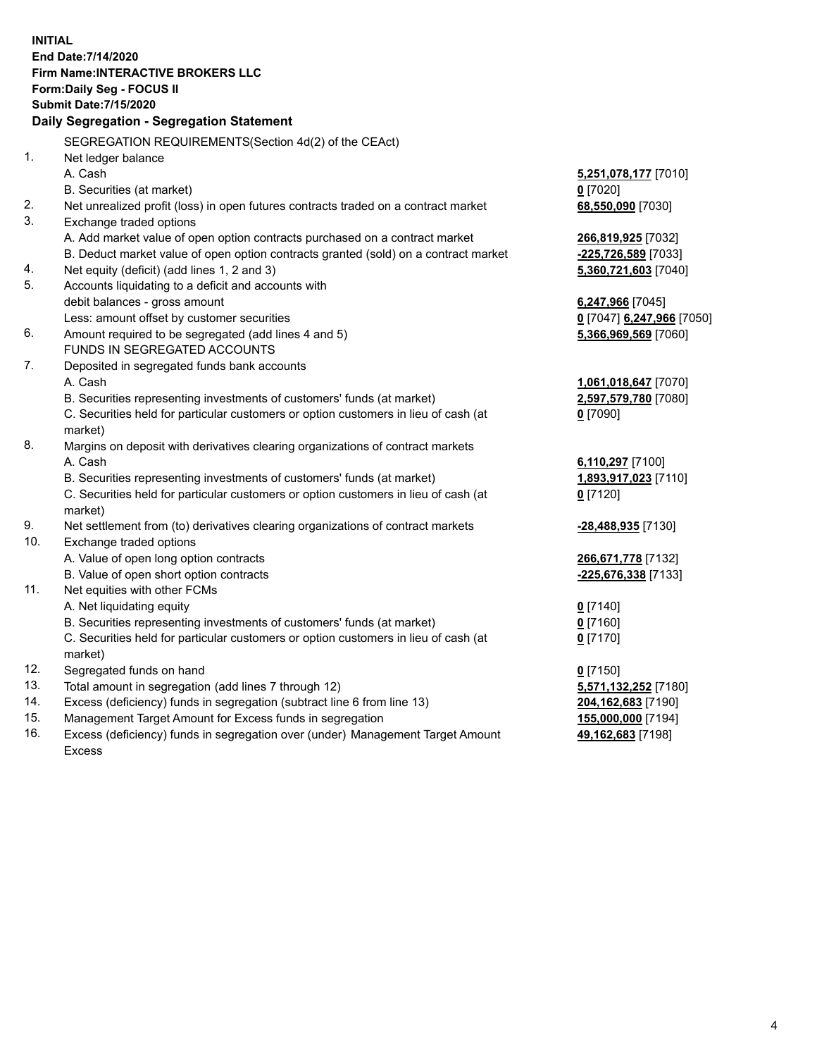**INITIAL**
**End Date:7/14/2020**
**Firm Name:INTERACTIVE BROKERS LLC**
**Form:Daily Seg - FOCUS II**
**Submit Date:7/15/2020**

**Daily Segregation - Segregation Statement**

SEGREGATION REQUIREMENTS(Section 4d(2) of the CEAct)

| | | |
|---|---|---|
| 1. | Net ledger balance | |
| | A. Cash | **5,251,078,177** [7010] |
| | B. Securities (at market) | **0** [7020] |
| 2. | Net unrealized profit (loss) in open futures contracts traded on a contract market | **68,550,090** [7030] |
| 3. | Exchange traded options | |
| | A. Add market value of open option contracts purchased on a contract market | **266,819,925** [7032] |
| | B. Deduct market value of open option contracts granted (sold) on a contract market | **-225,726,589** [7033] |
| 4. | Net equity (deficit) (add lines 1, 2 and 3) | **5,360,721,603** [7040] |
| 5. | Accounts liquidating to a deficit and accounts with debit balances - gross amount | **6,247,966** [7045] |
| | Less: amount offset by customer securities | **0** [7047] **6,247,966** [7050] |
| 6. | Amount required to be segregated (add lines 4 and 5) | **5,366,969,569** [7060] |
| | FUNDS IN SEGREGATED ACCOUNTS | |
| 7. | Deposited in segregated funds bank accounts | |
| | A. Cash | **1,061,018,647** [7070] |
| | B. Securities representing investments of customers' funds (at market) | **2,597,579,780** [7080] |
| | C. Securities held for particular customers or option customers in lieu of cash (at market) | **0** [7090] |
| 8. | Margins on deposit with derivatives clearing organizations of contract markets | |
| | A. Cash | **6,110,297** [7100] |
| | B. Securities representing investments of customers' funds (at market) | **1,893,917,023** [7110] |
| | C. Securities held for particular customers or option customers in lieu of cash (at market) | **0** [7120] |
| 9. | Net settlement from (to) derivatives clearing organizations of contract markets | **-28,488,935** [7130] |
| 10. | Exchange traded options | |
| | A. Value of open long option contracts | **266,671,778** [7132] |
| | B. Value of open short option contracts | **-225,676,338** [7133] |
| 11. | Net equities with other FCMs | |
| | A. Net liquidating equity | **0** [7140] |
| | B. Securities representing investments of customers' funds (at market) | **0** [7160] |
| | C. Securities held for particular customers or option customers in lieu of cash (at market) | **0** [7170] |
| 12. | Segregated funds on hand | **0** [7150] |
| 13. | Total amount in segregation (add lines 7 through 12) | **5,571,132,252** [7180] |
| 14. | Excess (deficiency) funds in segregation (subtract line 6 from line 13) | **204,162,683** [7190] |
| 15. | Management Target Amount for Excess funds in segregation | **155,000,000** [7194] |
| 16. | Excess (deficiency) funds in segregation over (under) Management Target Amount Excess | **49,162,683** [7198] |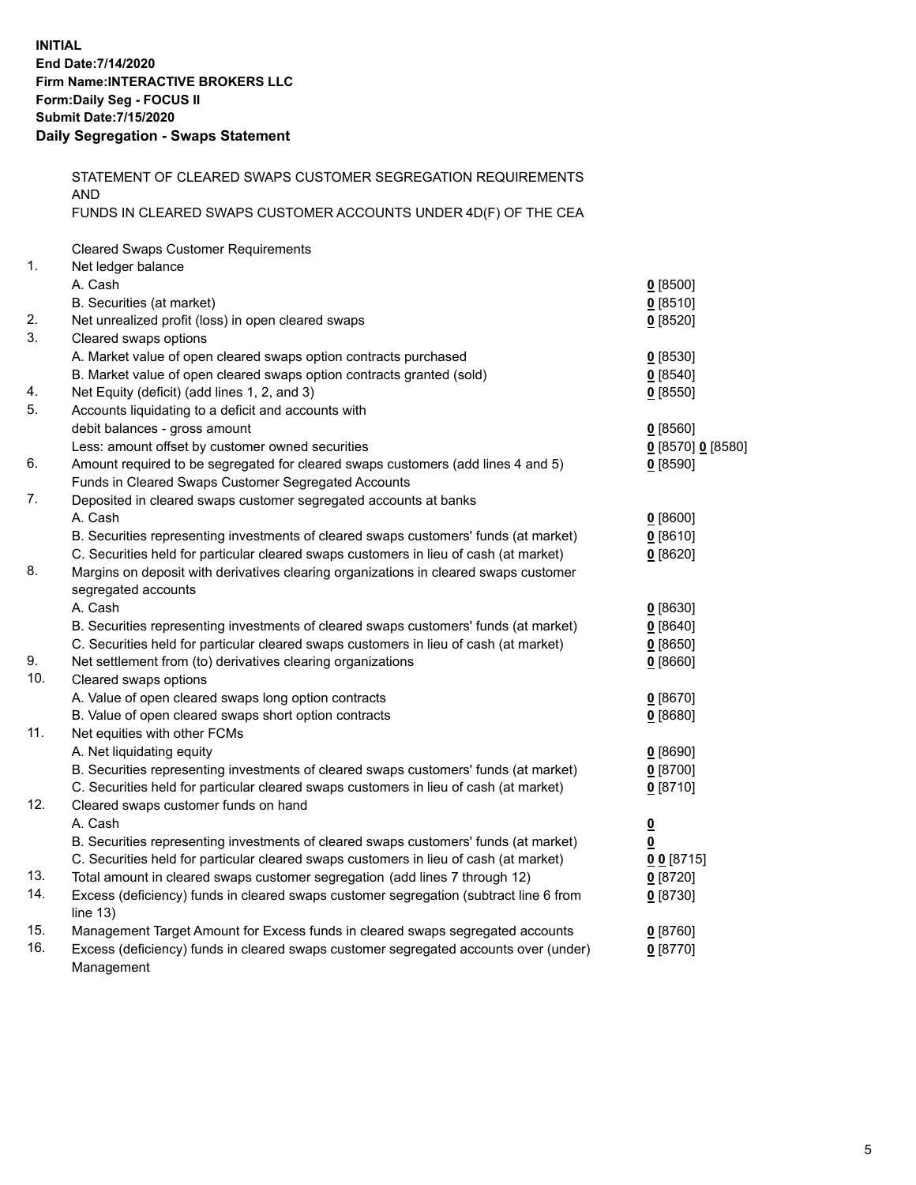**INITIAL**
**End Date:7/14/2020**
**Firm Name:INTERACTIVE BROKERS LLC**
**Form:Daily Seg - FOCUS II**
**Submit Date:7/15/2020**
**Daily Segregation - Swaps Statement**

STATEMENT OF CLEARED SWAPS CUSTOMER SEGREGATION REQUIREMENTS AND FUNDS IN CLEARED SWAPS CUSTOMER ACCOUNTS UNDER 4D(F) OF THE CEA

| | | |
|---|---|---|
| | Cleared Swaps Customer Requirements | |
| 1. | Net ledger balance | |
| | A. Cash | 0 [8500] |
| | B. Securities (at market) | 0 [8510] |
| 2. | Net unrealized profit (loss) in open cleared swaps | 0 [8520] |
| 3. | Cleared swaps options | |
| | A. Market value of open cleared swaps option contracts purchased | 0 [8530] |
| | B. Market value of open cleared swaps option contracts granted (sold) | 0 [8540] |
| 4. | Net Equity (deficit) (add lines 1, 2, and 3) | 0 [8550] |
| 5. | Accounts liquidating to a deficit and accounts with | |
| | debit balances - gross amount | 0 [8560] |
| | Less: amount offset by customer owned securities | 0 [8570] 0 [8580] |
| 6. | Amount required to be segregated for cleared swaps customers (add lines 4 and 5) | 0 [8590] |
| | Funds in Cleared Swaps Customer Segregated Accounts | |
| 7. | Deposited in cleared swaps customer segregated accounts at banks | |
| | A. Cash | 0 [8600] |
| | B. Securities representing investments of cleared swaps customers' funds (at market) | 0 [8610] |
| | C. Securities held for particular cleared swaps customers in lieu of cash (at market) | 0 [8620] |
| 8. | Margins on deposit with derivatives clearing organizations in cleared swaps customer segregated accounts | |
| | A. Cash | 0 [8630] |
| | B. Securities representing investments of cleared swaps customers' funds (at market) | 0 [8640] |
| | C. Securities held for particular cleared swaps customers in lieu of cash (at market) | 0 [8650] |
| 9. | Net settlement from (to) derivatives clearing organizations | 0 [8660] |
| 10. | Cleared swaps options | |
| | A. Value of open cleared swaps long option contracts | 0 [8670] |
| | B. Value of open cleared swaps short option contracts | 0 [8680] |
| 11. | Net equities with other FCMs | |
| | A. Net liquidating equity | 0 [8690] |
| | B. Securities representing investments of cleared swaps customers' funds (at market) | 0 [8700] |
| | C. Securities held for particular cleared swaps customers in lieu of cash (at market) | 0 [8710] |
| 12. | Cleared swaps customer funds on hand | |
| | A. Cash | 0 |
| | B. Securities representing investments of cleared swaps customers' funds (at market) | 0 |
| | C. Securities held for particular cleared swaps customers in lieu of cash (at market) | 0 0 [8715] |
| 13. | Total amount in cleared swaps customer segregation (add lines 7 through 12) | 0 [8720] |
| 14. | Excess (deficiency) funds in cleared swaps customer segregation (subtract line 6 from line 13) | 0 [8730] |
| 15. | Management Target Amount for Excess funds in cleared swaps segregated accounts | 0 [8760] |
| 16. | Excess (deficiency) funds in cleared swaps customer segregated accounts over (under) Management | 0 [8770] |